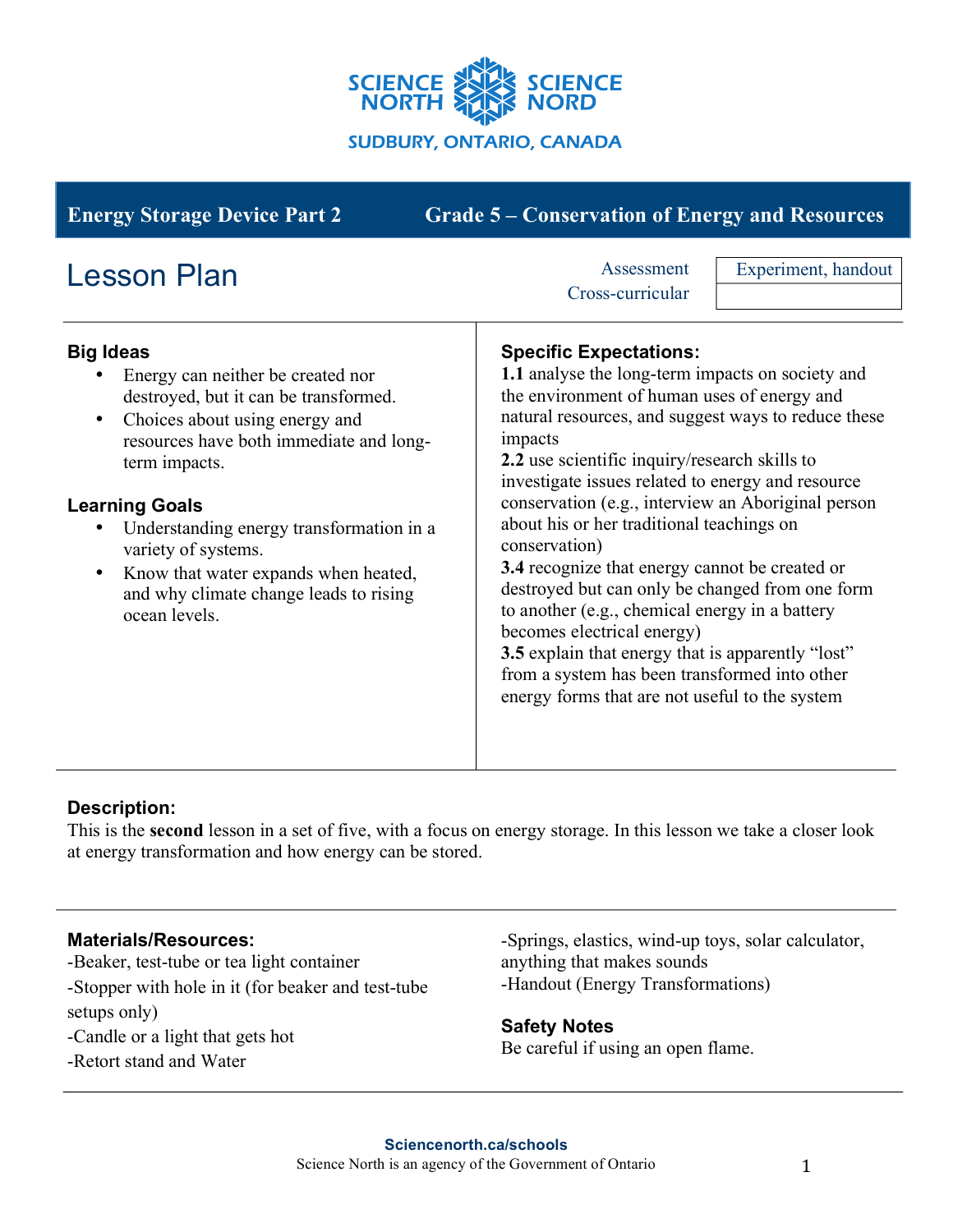SCIENCE NORTH SCIENCE NORD

SUDBURY, ONTARIO, CANADA

**Energy Storage Device Part 2** | **Grade 5 – Conservation of Energy and Resources**

# Lesson Plan

| | |
|---|---|
| Assessment | Experiment, handout |
| Cross-curricular | |

## Big Ideas

- Energy can neither be created nor destroyed, but it can be transformed.
- Choices about using energy and resources have both immediate and long-term impacts.

## Learning Goals

- Understanding energy transformation in a variety of systems.
- Know that water expands when heated, and why climate change leads to rising ocean levels.

## Specific Expectations:

**1.1** analyse the long-term impacts on society and the environment of human uses of energy and natural resources, and suggest ways to reduce these impacts

**2.2** use scientific inquiry/research skills to investigate issues related to energy and resource conservation (e.g., interview an Aboriginal person about his or her traditional teachings on conservation)

**3.4** recognize that energy cannot be created or destroyed but can only be changed from one form to another (e.g., chemical energy in a battery becomes electrical energy)

**3.5** explain that energy that is apparently "lost" from a system has been transformed into other energy forms that are not useful to the system

## Description:

This is the **second** lesson in a set of five, with a focus on energy storage. In this lesson we take a closer look at energy transformation and how energy can be stored.

## Materials/Resources:

-Beaker, test-tube or tea light container
-Stopper with hole in it (for beaker and test-tube setups only)
-Candle or a light that gets hot
-Retort stand and Water
-Springs, elastics, wind-up toys, solar calculator, anything that makes sounds
-Handout (Energy Transformations)

## Safety Notes

Be careful if using an open flame.

**Sciencenorth.ca/schools**
Science North is an agency of the Government of Ontario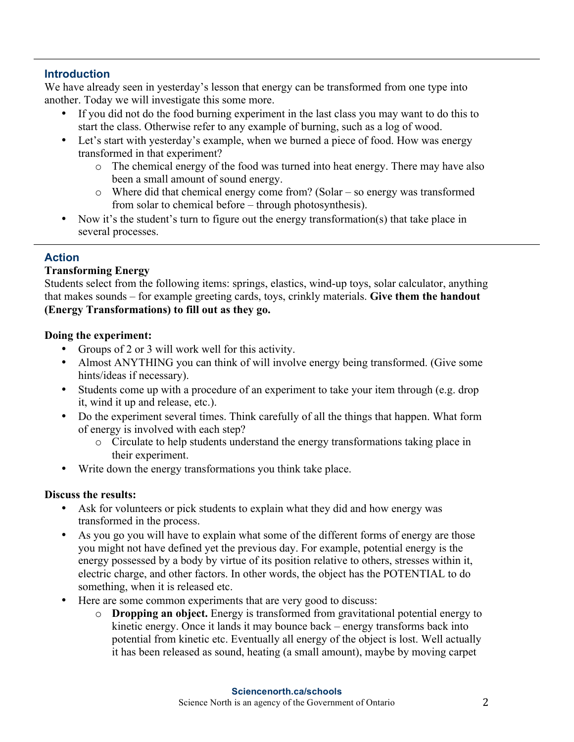## Introduction

We have already seen in yesterday's lesson that energy can be transformed from one type into another. Today we will investigate this some more.

- If you did not do the food burning experiment in the last class you may want to do this to start the class. Otherwise refer to any example of burning, such as a log of wood.
- Let's start with yesterday's example, when we burned a piece of food. How was energy transformed in that experiment?
  - The chemical energy of the food was turned into heat energy. There may have also been a small amount of sound energy.
  - Where did that chemical energy come from? (Solar – so energy was transformed from solar to chemical before – through photosynthesis).
- Now it's the student's turn to figure out the energy transformation(s) that take place in several processes.

## Action

**Transforming Energy**

Students select from the following items: springs, elastics, wind-up toys, solar calculator, anything that makes sounds – for example greeting cards, toys, crinkly materials. **Give them the handout (Energy Transformations) to fill out as they go.**

**Doing the experiment:**

- Groups of 2 or 3 will work well for this activity.
- Almost ANYTHING you can think of will involve energy being transformed. (Give some hints/ideas if necessary).
- Students come up with a procedure of an experiment to take your item through (e.g. drop it, wind it up and release, etc.).
- Do the experiment several times. Think carefully of all the things that happen. What form of energy is involved with each step?
  - Circulate to help students understand the energy transformations taking place in their experiment.
- Write down the energy transformations you think take place.

**Discuss the results:**

- Ask for volunteers or pick students to explain what they did and how energy was transformed in the process.
- As you go you will have to explain what some of the different forms of energy are those you might not have defined yet the previous day. For example, potential energy is the energy possessed by a body by virtue of its position relative to others, stresses within it, electric charge, and other factors. In other words, the object has the POTENTIAL to do something, when it is released etc.
- Here are some common experiments that are very good to discuss:
  - **Dropping an object.** Energy is transformed from gravitational potential energy to kinetic energy. Once it lands it may bounce back – energy transforms back into potential from kinetic etc. Eventually all energy of the object is lost. Well actually it has been released as sound, heating (a small amount), maybe by moving carpet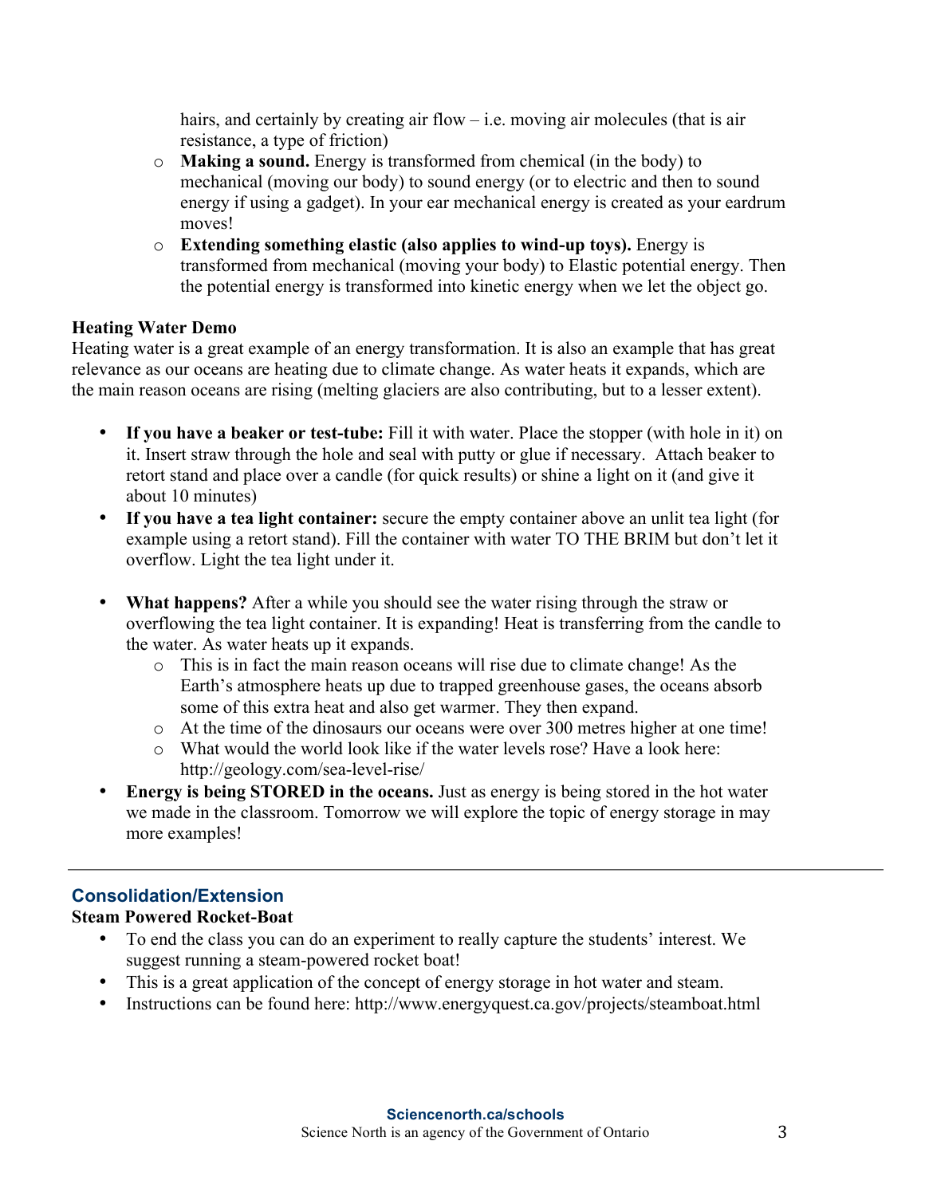hairs, and certainly by creating air flow – i.e. moving air molecules (that is air resistance, a type of friction)

   - **Making a sound.** Energy is transformed from chemical (in the body) to mechanical (moving our body) to sound energy (or to electric and then to sound energy if using a gadget). In your ear mechanical energy is created as your eardrum moves!
   - **Extending something elastic (also applies to wind-up toys).** Energy is transformed from mechanical (moving your body) to Elastic potential energy. Then the potential energy is transformed into kinetic energy when we let the object go.

**Heating Water Demo**

Heating water is a great example of an energy transformation. It is also an example that has great relevance as our oceans are heating due to climate change. As water heats it expands, which are the main reason oceans are rising (melting glaciers are also contributing, but to a lesser extent).

- **If you have a beaker or test-tube:** Fill it with water. Place the stopper (with hole in it) on it. Insert straw through the hole and seal with putty or glue if necessary. Attach beaker to retort stand and place over a candle (for quick results) or shine a light on it (and give it about 10 minutes)
- **If you have a tea light container:** secure the empty container above an unlit tea light (for example using a retort stand). Fill the container with water TO THE BRIM but don't let it overflow. Light the tea light under it.

- **What happens?** After a while you should see the water rising through the straw or overflowing the tea light container. It is expanding! Heat is transferring from the candle to the water. As water heats up it expands.
  - This is in fact the main reason oceans will rise due to climate change! As the Earth's atmosphere heats up due to trapped greenhouse gases, the oceans absorb some of this extra heat and also get warmer. They then expand.
  - At the time of the dinosaurs our oceans were over 300 metres higher at one time!
  - What would the world look like if the water levels rose? Have a look here: http://geology.com/sea-level-rise/
- **Energy is being STORED in the oceans.** Just as energy is being stored in the hot water we made in the classroom. Tomorrow we will explore the topic of energy storage in may more examples!

---

## Consolidation/Extension

**Steam Powered Rocket-Boat**

- To end the class you can do an experiment to really capture the students' interest. We suggest running a steam-powered rocket boat!
- This is a great application of the concept of energy storage in hot water and steam.
- Instructions can be found here: http://www.energyquest.ca.gov/projects/steamboat.html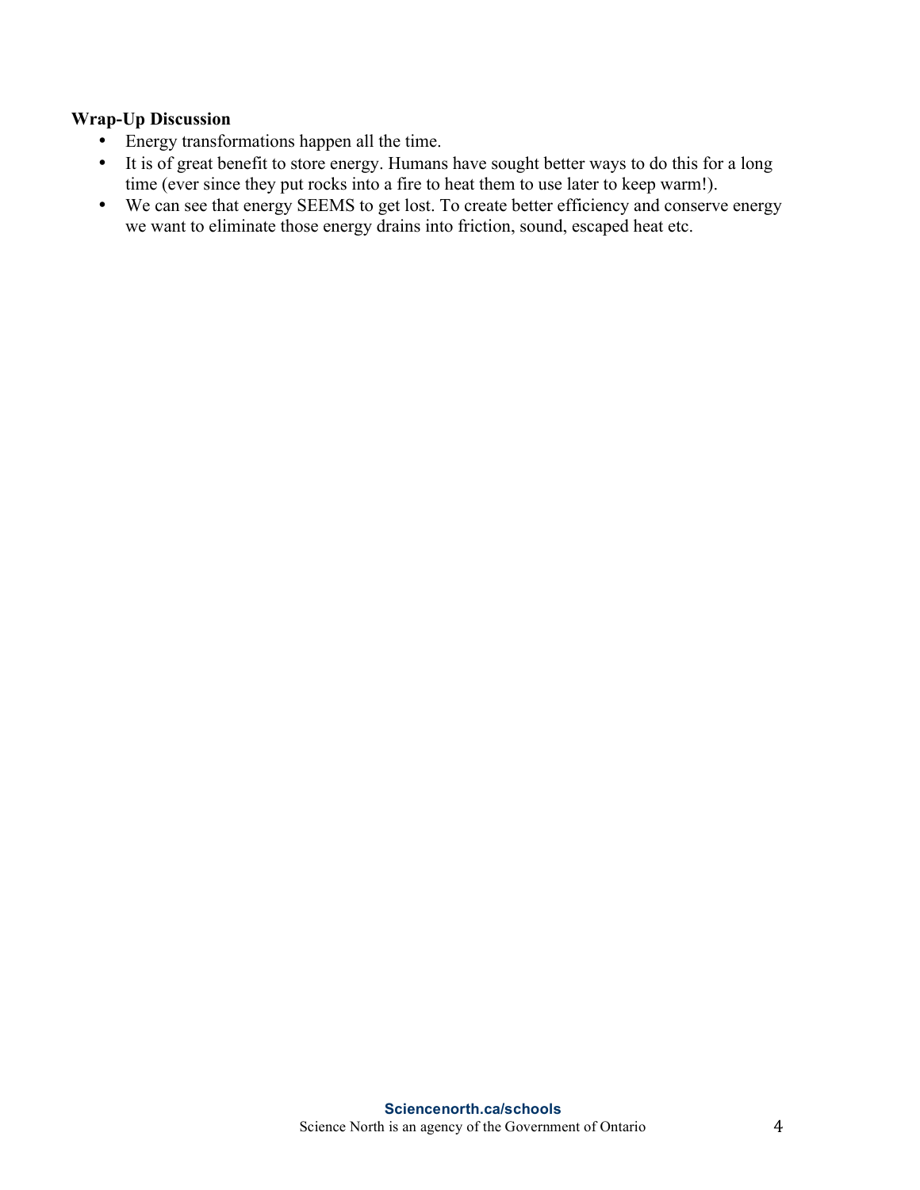**Wrap-Up Discussion**

- Energy transformations happen all the time.
- It is of great benefit to store energy. Humans have sought better ways to do this for a long time (ever since they put rocks into a fire to heat them to use later to keep warm!).
- We can see that energy SEEMS to get lost. To create better efficiency and conserve energy we want to eliminate those energy drains into friction, sound, escaped heat etc.